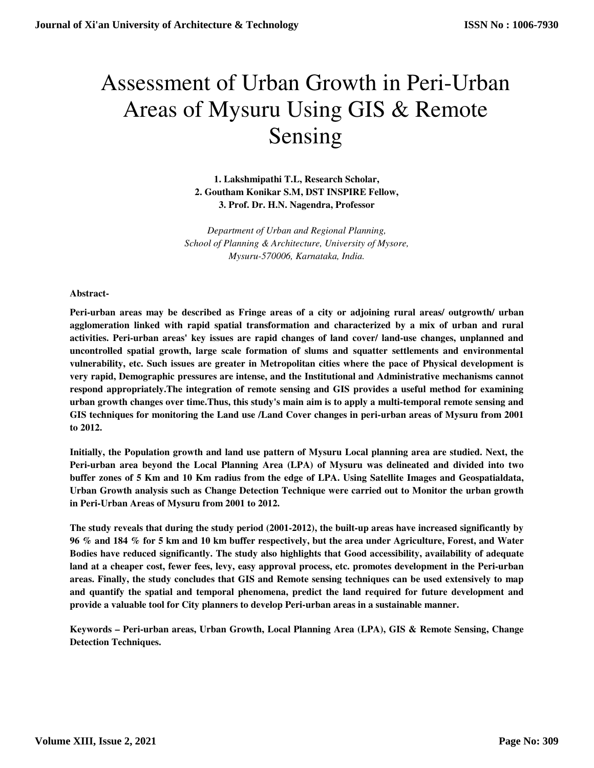# Assessment of Urban Growth in Peri-Urban Areas of Mysuru Using GIS & Remote Sensing

**1. Lakshmipathi T.L, Research Scholar,**
**2. Goutham Konikar S.M, DST INSPIRE Fellow,**
**3. Prof. Dr. H.N. Nagendra, Professor**

*Department of Urban and Regional Planning,*
*School of Planning & Architecture, University of Mysore,*
*Mysuru-570006, Karnataka, India.*

**Abstract-**

**Peri-urban areas may be described as Fringe areas of a city or adjoining rural areas/ outgrowth/ urban agglomeration linked with rapid spatial transformation and characterized by a mix of urban and rural activities. Peri-urban areas' key issues are rapid changes of land cover/ land-use changes, unplanned and uncontrolled spatial growth, large scale formation of slums and squatter settlements and environmental vulnerability, etc. Such issues are greater in Metropolitan cities where the pace of Physical development is very rapid, Demographic pressures are intense, and the Institutional and Administrative mechanisms cannot respond appropriately.The integration of remote sensing and GIS provides a useful method for examining urban growth changes over time.Thus, this study's main aim is to apply a multi-temporal remote sensing and GIS techniques for monitoring the Land use /Land Cover changes in peri-urban areas of Mysuru from 2001 to 2012.**

**Initially, the Population growth and land use pattern of Mysuru Local planning area are studied. Next, the Peri-urban area beyond the Local Planning Area (LPA) of Mysuru was delineated and divided into two buffer zones of 5 Km and 10 Km radius from the edge of LPA. Using Satellite Images and Geospatialdata, Urban Growth analysis such as Change Detection Technique were carried out to Monitor the urban growth in Peri-Urban Areas of Mysuru from 2001 to 2012.**

**The study reveals that during the study period (2001-2012), the built-up areas have increased significantly by 96 % and 184 % for 5 km and 10 km buffer respectively, but the area under Agriculture, Forest, and Water Bodies have reduced significantly. The study also highlights that Good accessibility, availability of adequate land at a cheaper cost, fewer fees, levy, easy approval process, etc. promotes development in the Peri-urban areas. Finally, the study concludes that GIS and Remote sensing techniques can be used extensively to map and quantify the spatial and temporal phenomena, predict the land required for future development and provide a valuable tool for City planners to develop Peri-urban areas in a sustainable manner.**

**Keywords – Peri-urban areas, Urban Growth, Local Planning Area (LPA), GIS & Remote Sensing, Change Detection Techniques.**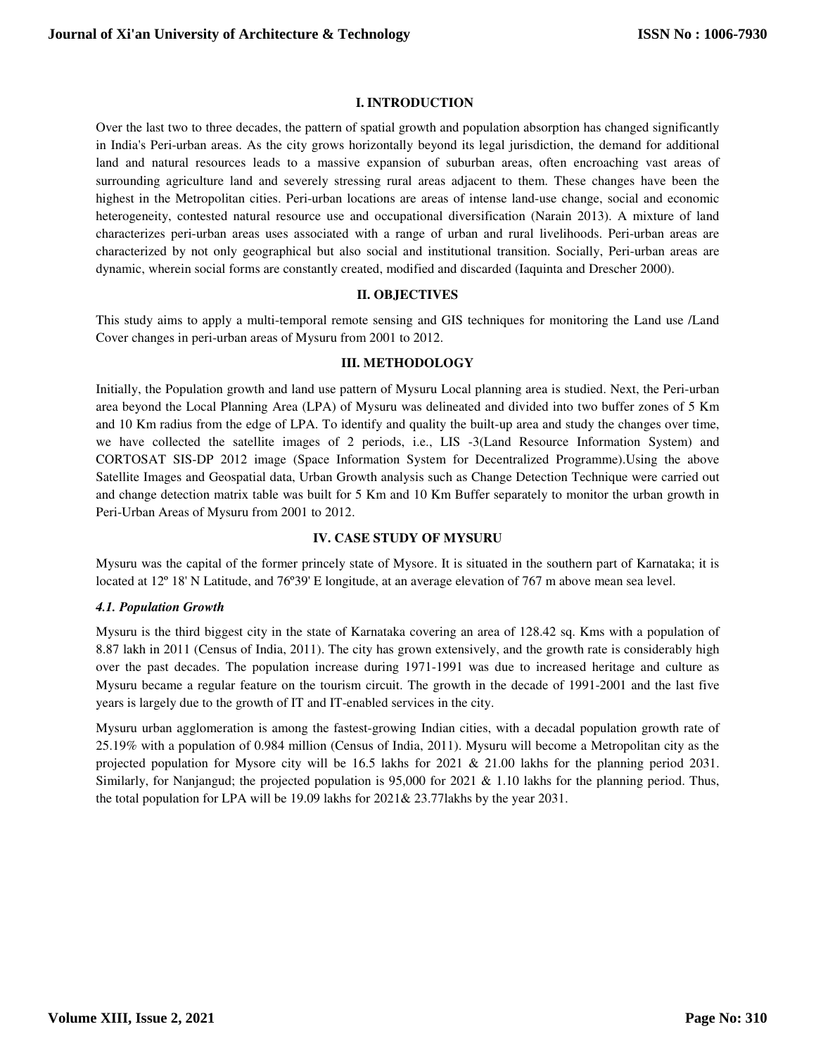## I. INTRODUCTION

Over the last two to three decades, the pattern of spatial growth and population absorption has changed significantly in India's Peri-urban areas. As the city grows horizontally beyond its legal jurisdiction, the demand for additional land and natural resources leads to a massive expansion of suburban areas, often encroaching vast areas of surrounding agriculture land and severely stressing rural areas adjacent to them. These changes have been the highest in the Metropolitan cities. Peri-urban locations are areas of intense land-use change, social and economic heterogeneity, contested natural resource use and occupational diversification (Narain 2013). A mixture of land characterizes peri-urban areas uses associated with a range of urban and rural livelihoods. Peri-urban areas are characterized by not only geographical but also social and institutional transition. Socially, Peri-urban areas are dynamic, wherein social forms are constantly created, modified and discarded (Iaquinta and Drescher 2000).

## II. OBJECTIVES

This study aims to apply a multi-temporal remote sensing and GIS techniques for monitoring the Land use /Land Cover changes in peri-urban areas of Mysuru from 2001 to 2012.

## III. METHODOLOGY

Initially, the Population growth and land use pattern of Mysuru Local planning area is studied. Next, the Peri-urban area beyond the Local Planning Area (LPA) of Mysuru was delineated and divided into two buffer zones of 5 Km and 10 Km radius from the edge of LPA. To identify and quality the built-up area and study the changes over time, we have collected the satellite images of 2 periods, i.e., LIS -3(Land Resource Information System) and CORTOSAT SIS-DP 2012 image (Space Information System for Decentralized Programme).Using the above Satellite Images and Geospatial data, Urban Growth analysis such as Change Detection Technique were carried out and change detection matrix table was built for 5 Km and 10 Km Buffer separately to monitor the urban growth in Peri-Urban Areas of Mysuru from 2001 to 2012.

## IV. CASE STUDY OF MYSURU

Mysuru was the capital of the former princely state of Mysore. It is situated in the southern part of Karnataka; it is located at 12º 18' N Latitude, and 76º39' E longitude, at an average elevation of 767 m above mean sea level.

### *4.1. Population Growth*

Mysuru is the third biggest city in the state of Karnataka covering an area of 128.42 sq. Kms with a population of 8.87 lakh in 2011 (Census of India, 2011). The city has grown extensively, and the growth rate is considerably high over the past decades. The population increase during 1971-1991 was due to increased heritage and culture as Mysuru became a regular feature on the tourism circuit. The growth in the decade of 1991-2001 and the last five years is largely due to the growth of IT and IT-enabled services in the city.

Mysuru urban agglomeration is among the fastest-growing Indian cities, with a decadal population growth rate of 25.19% with a population of 0.984 million (Census of India, 2011). Mysuru will become a Metropolitan city as the projected population for Mysore city will be 16.5 lakhs for 2021 & 21.00 lakhs for the planning period 2031. Similarly, for Nanjangud; the projected population is 95,000 for 2021 & 1.10 lakhs for the planning period. Thus, the total population for LPA will be 19.09 lakhs for 2021& 23.77lakhs by the year 2031.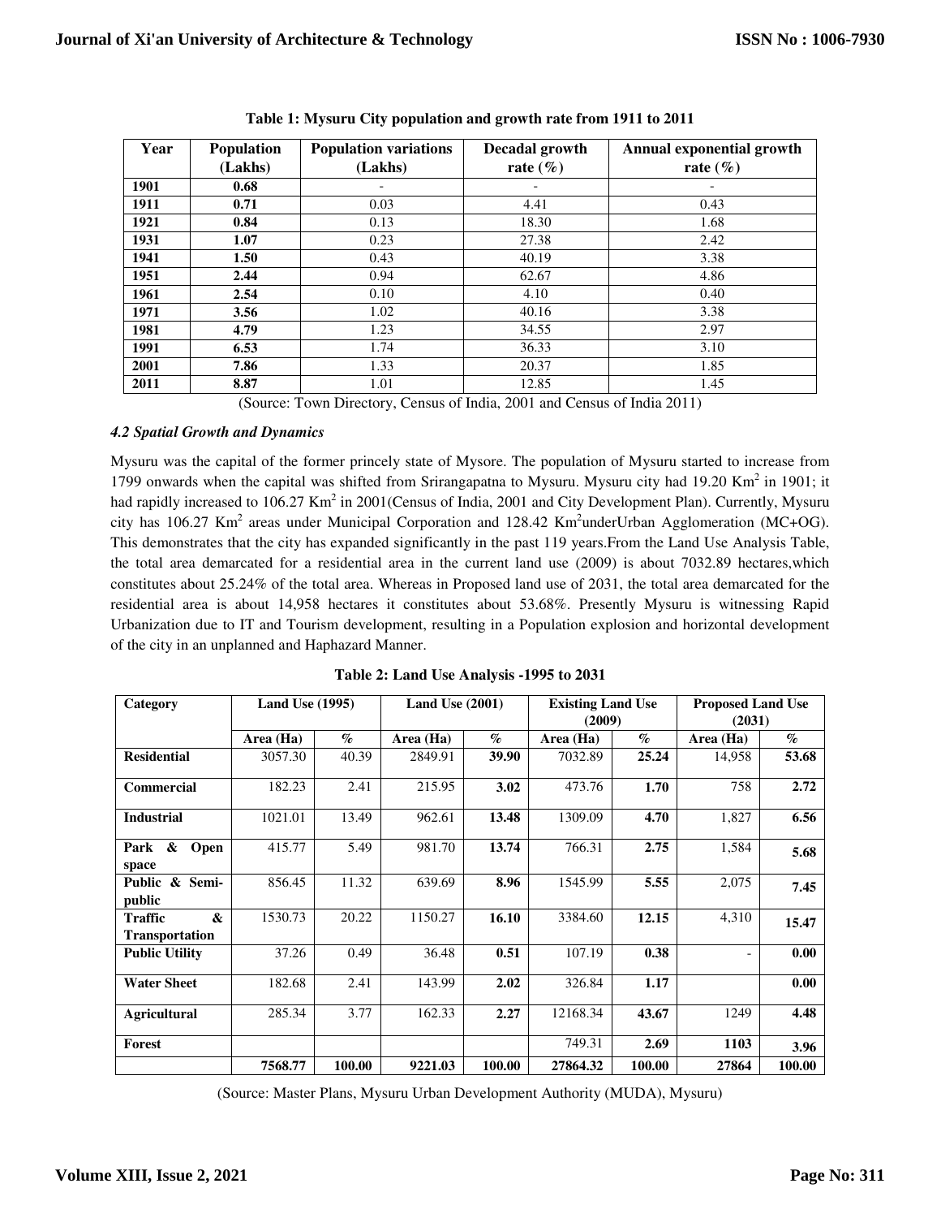**Table 1: Mysuru City population and growth rate from 1911 to 2011**

| Year | Population (Lakhs) | Population variations (Lakhs) | Decadal growth rate (%) | Annual exponential growth rate (%) |
|---|---|---|---|---|
| **1901** | **0.68** | - | - | - |
| **1911** | **0.71** | 0.03 | 4.41 | 0.43 |
| **1921** | **0.84** | 0.13 | 18.30 | 1.68 |
| **1931** | **1.07** | 0.23 | 27.38 | 2.42 |
| **1941** | **1.50** | 0.43 | 40.19 | 3.38 |
| **1951** | **2.44** | 0.94 | 62.67 | 4.86 |
| **1961** | **2.54** | 0.10 | 4.10 | 0.40 |
| **1971** | **3.56** | 1.02 | 40.16 | 3.38 |
| **1981** | **4.79** | 1.23 | 34.55 | 2.97 |
| **1991** | **6.53** | 1.74 | 36.33 | 3.10 |
| **2001** | **7.86** | 1.33 | 20.37 | 1.85 |
| **2011** | **8.87** | 1.01 | 12.85 | 1.45 |

(Source: Town Directory, Census of India, 2001 and Census of India 2011)

### *4.2 Spatial Growth and Dynamics*

Mysuru was the capital of the former princely state of Mysore. The population of Mysuru started to increase from 1799 onwards when the capital was shifted from Srirangapatna to Mysuru. Mysuru city had 19.20 Km$^2$ in 1901; it had rapidly increased to 106.27 Km$^2$ in 2001(Census of India, 2001 and City Development Plan). Currently, Mysuru city has 106.27 Km$^2$ areas under Municipal Corporation and 128.42 Km$^2$underUrban Agglomeration (MC+OG). This demonstrates that the city has expanded significantly in the past 119 years.From the Land Use Analysis Table, the total area demarcated for a residential area in the current land use (2009) is about 7032.89 hectares,which constitutes about 25.24% of the total area. Whereas in Proposed land use of 2031, the total area demarcated for the residential area is about 14,958 hectares it constitutes about 53.68%. Presently Mysuru is witnessing Rapid Urbanization due to IT and Tourism development, resulting in a Population explosion and horizontal development of the city in an unplanned and Haphazard Manner.

**Table 2: Land Use Analysis -1995 to 2031**

| Category | Land Use (1995) | | Land Use (2001) | | Existing Land Use (2009) | | Proposed Land Use (2031) | |
|---|---|---|---|---|---|---|---|---|
| | Area (Ha) | % | Area (Ha) | % | Area (Ha) | % | Area (Ha) | % |
| **Residential** | 3057.30 | 40.39 | 2849.91 | **39.90** | 7032.89 | **25.24** | 14,958 | **53.68** |
| **Commercial** | 182.23 | 2.41 | 215.95 | **3.02** | 473.76 | **1.70** | 758 | **2.72** |
| **Industrial** | 1021.01 | 13.49 | 962.61 | **13.48** | 1309.09 | **4.70** | 1,827 | **6.56** |
| **Park & Open space** | 415.77 | 5.49 | 981.70 | **13.74** | 766.31 | **2.75** | 1,584 | **5.68** |
| **Public & Semi-public** | 856.45 | 11.32 | 639.69 | **8.96** | 1545.99 | **5.55** | 2,075 | **7.45** |
| **Traffic & Transportation** | 1530.73 | 20.22 | 1150.27 | **16.10** | 3384.60 | **12.15** | 4,310 | **15.47** |
| **Public Utility** | 37.26 | 0.49 | 36.48 | **0.51** | 107.19 | **0.38** | - | **0.00** |
| **Water Sheet** | 182.68 | 2.41 | 143.99 | **2.02** | 326.84 | **1.17** | | **0.00** |
| **Agricultural** | 285.34 | 3.77 | 162.33 | **2.27** | 12168.34 | **43.67** | 1249 | **4.48** |
| **Forest** | | | | | 749.31 | **2.69** | **1103** | **3.96** |
| | **7568.77** | **100.00** | **9221.03** | **100.00** | **27864.32** | **100.00** | **27864** | **100.00** |

(Source: Master Plans, Mysuru Urban Development Authority (MUDA), Mysuru)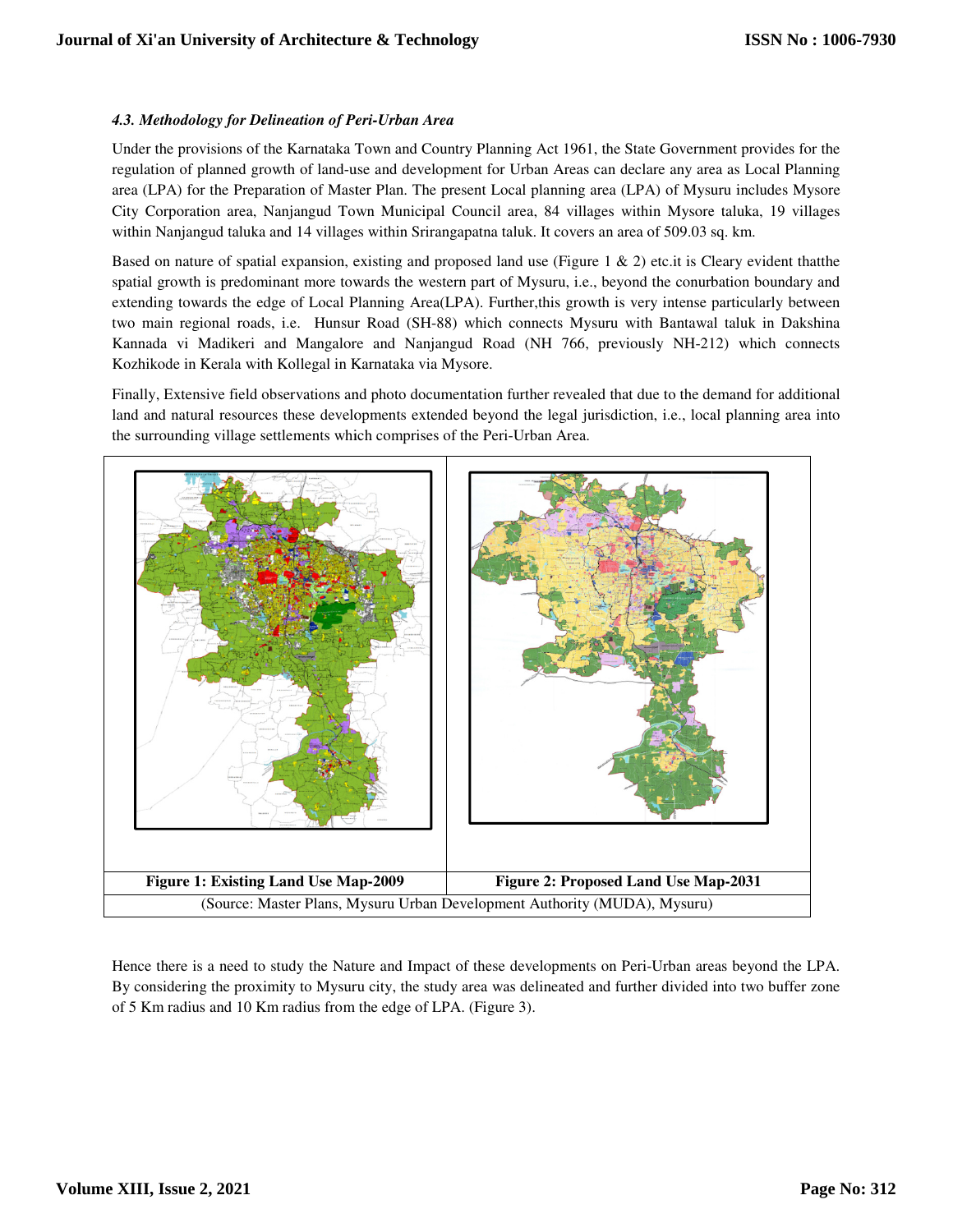### *4.3. Methodology for Delineation of Peri-Urban Area*

Under the provisions of the Karnataka Town and Country Planning Act 1961, the State Government provides for the regulation of planned growth of land-use and development for Urban Areas can declare any area as Local Planning area (LPA) for the Preparation of Master Plan. The present Local planning area (LPA) of Mysuru includes Mysore City Corporation area, Nanjangud Town Municipal Council area, 84 villages within Mysore taluka, 19 villages within Nanjangud taluka and 14 villages within Srirangapatna taluk. It covers an area of 509.03 sq. km.

Based on nature of spatial expansion, existing and proposed land use (Figure 1 & 2) etc.it is Cleary evident thatthe spatial growth is predominant more towards the western part of Mysuru, i.e., beyond the conurbation boundary and extending towards the edge of Local Planning Area(LPA). Further,this growth is very intense particularly between two main regional roads, i.e. Hunsur Road (SH-88) which connects Mysuru with Bantawal taluk in Dakshina Kannada vi Madikeri and Mangalore and Nanjangud Road (NH 766, previously NH-212) which connects Kozhikode in Kerala with Kollegal in Karnataka via Mysore.

Finally, Extensive field observations and photo documentation further revealed that due to the demand for additional land and natural resources these developments extended beyond the legal jurisdiction, i.e., local planning area into the surrounding village settlements which comprises of the Peri-Urban Area.

| **Figure 1: Existing Land Use Map-2009** | **Figure 2: Proposed Land Use Map-2031** |
| --- | --- |
| (Source: Master Plans, Mysuru Urban Development Authority (MUDA), Mysuru) | |

Hence there is a need to study the Nature and Impact of these developments on Peri-Urban areas beyond the LPA. By considering the proximity to Mysuru city, the study area was delineated and further divided into two buffer zone of 5 Km radius and 10 Km radius from the edge of LPA. (Figure 3).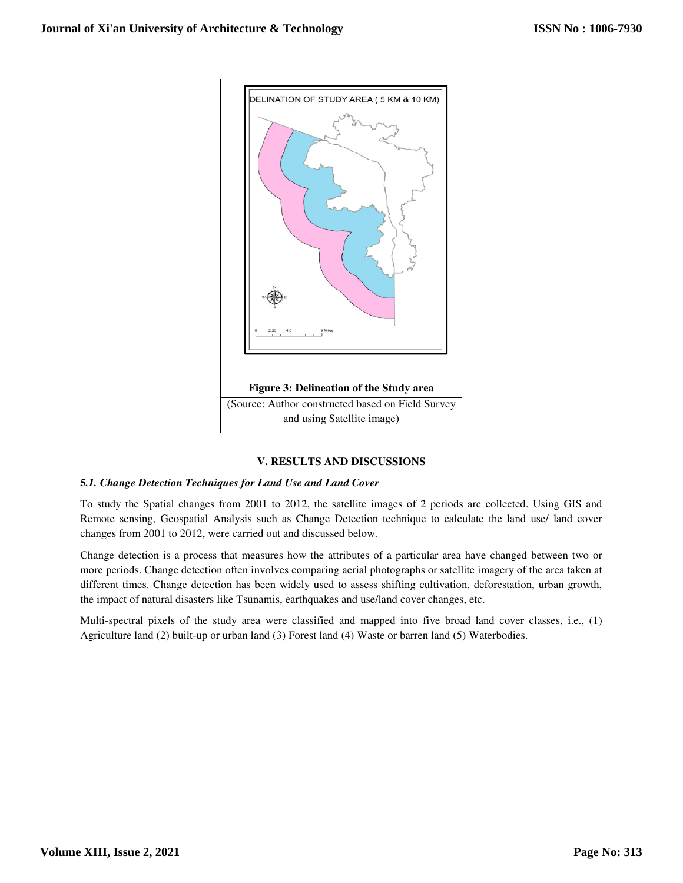Figure 3: Delineation of the Study area

(Source: Author constructed based on Field Survey and using Satellite image)

## V. RESULTS AND DISCUSSIONS

### *5.1. Change Detection Techniques for Land Use and Land Cover*

To study the Spatial changes from 2001 to 2012, the satellite images of 2 periods are collected. Using GIS and Remote sensing, Geospatial Analysis such as Change Detection technique to calculate the land use/ land cover changes from 2001 to 2012, were carried out and discussed below.

Change detection is a process that measures how the attributes of a particular area have changed between two or more periods. Change detection often involves comparing aerial photographs or satellite imagery of the area taken at different times. Change detection has been widely used to assess shifting cultivation, deforestation, urban growth, the impact of natural disasters like Tsunamis, earthquakes and use/land cover changes, etc.

Multi-spectral pixels of the study area were classified and mapped into five broad land cover classes, i.e., (1) Agriculture land (2) built-up or urban land (3) Forest land (4) Waste or barren land (5) Waterbodies.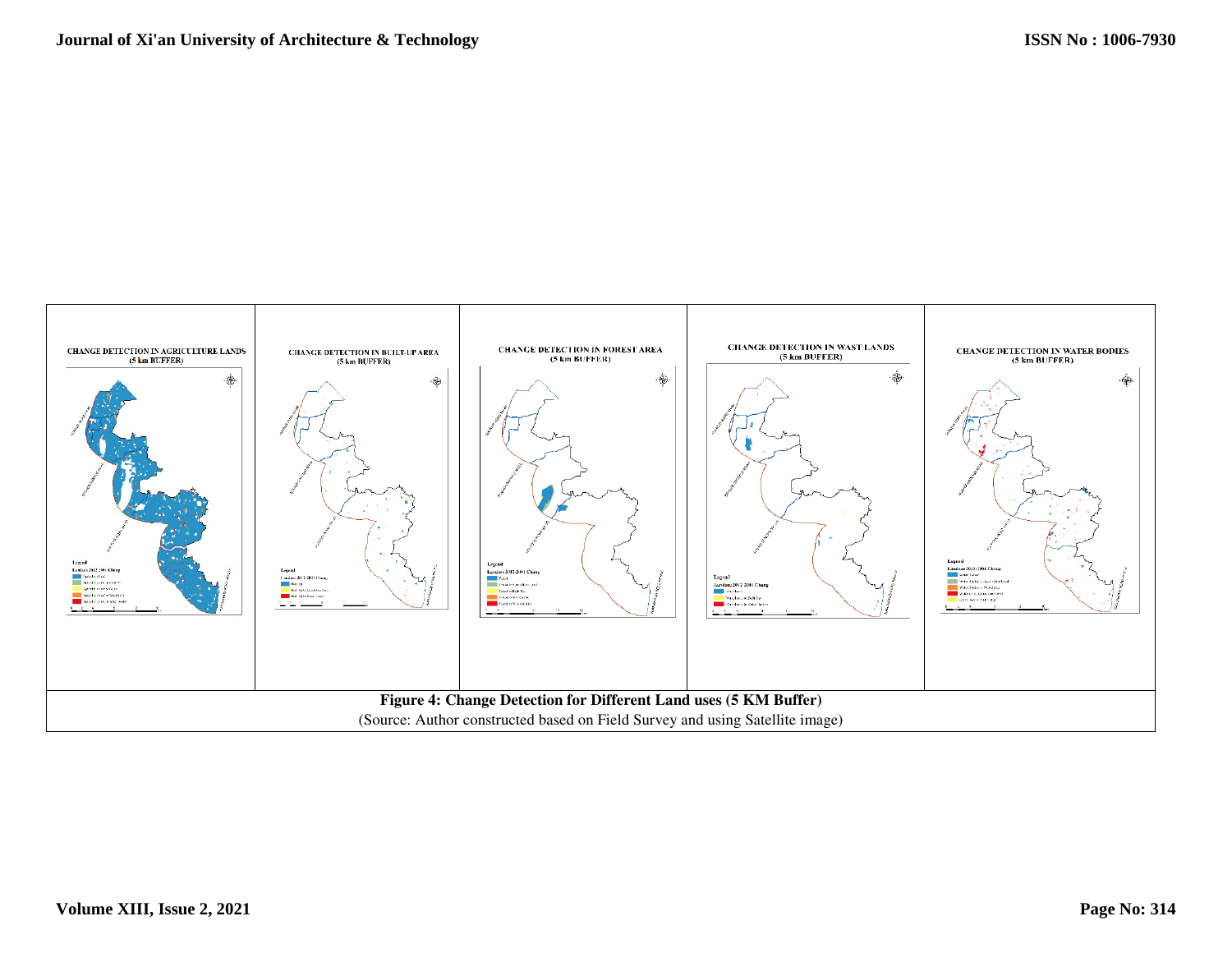| CHANGE DETECTION IN AGRICULTURE LANDS (5 km BUFFER) | CHANGE DETECTION IN BUILT-UP AREA (5 km BUFFER) | CHANGE DETECTION IN FOREST AREA (5 km BUFFER) | CHANGE DETECTION IN WAST LANDS (5 km BUFFER) | CHANGE DETECTION IN WATER BODIES (5 km BUFFER) |
| --- | --- | --- | --- | --- |

**Figure 4: Change Detection for Different Land uses (5 KM Buffer)**

(Source: Author constructed based on Field Survey and using Satellite image)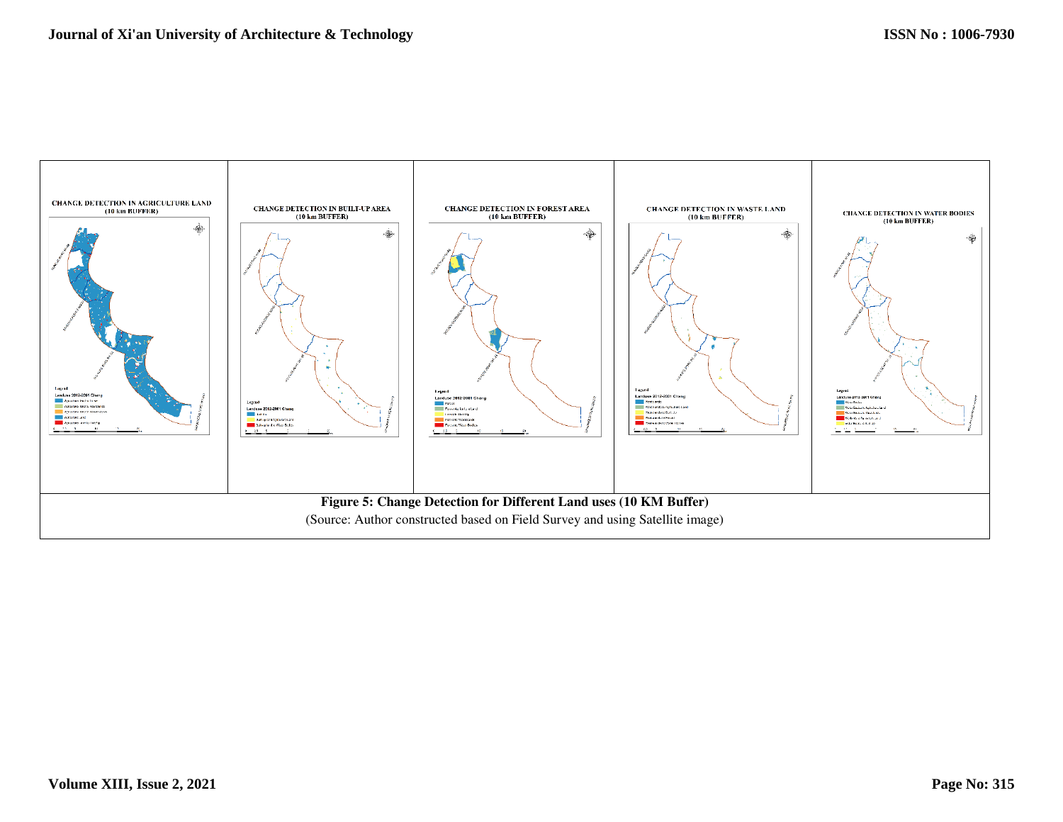**Figure 5: Change Detection for Different Land uses (10 KM Buffer)**

(Source: Author constructed based on Field Survey and using Satellite image)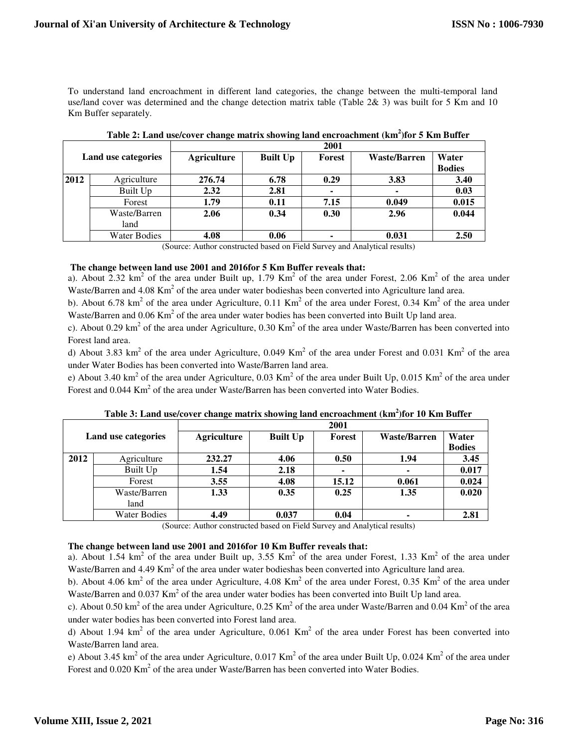To understand land encroachment in different land categories, the change between the multi-temporal land use/land cover was determined and the change detection matrix table (Table 2& 3) was built for 5 Km and 10 Km Buffer separately.

**Table 2: Land use/cover change matrix showing land encroachment ($km^2$)for 5 Km Buffer**

| Land use categories | | 2001 | | | | |
|---|---|---|---|---|---|---|
| | | **Agriculture** | **Built Up** | **Forest** | **Waste/Barren** | **Water Bodies** |
| **2012** | Agriculture | **276.74** | **6.78** | **0.29** | **3.83** | **3.40** |
| | Built Up | **2.32** | **2.81** | **-** | **-** | **0.03** |
| | Forest | **1.79** | **0.11** | **7.15** | **0.049** | **0.015** |
| | Waste/Barren land | **2.06** | **0.34** | **0.30** | **2.96** | **0.044** |
| | Water Bodies | **4.08** | **0.06** | **-** | **0.031** | **2.50** |

(Source: Author constructed based on Field Survey and Analytical results)

**The change between land use 2001 and 2016for 5 Km Buffer reveals that:**

a). About 2.32 $km^2$ of the area under Built up, 1.79 $Km^2$ of the area under Forest, 2.06 $Km^2$ of the area under Waste/Barren and 4.08 $Km^2$ of the area under water bodieshas been converted into Agriculture land area.

b). About 6.78 $km^2$ of the area under Agriculture, 0.11 $Km^2$ of the area under Forest, 0.34 $Km^2$ of the area under Waste/Barren and 0.06 $Km^2$ of the area under water bodies has been converted into Built Up land area.

c). About 0.29 $km^2$ of the area under Agriculture, 0.30 $Km^2$ of the area under Waste/Barren has been converted into Forest land area.

d) About 3.83 $km^2$ of the area under Agriculture, 0.049 $Km^2$ of the area under Forest and 0.031 $Km^2$ of the area under Water Bodies has been converted into Waste/Barren land area.

e) About 3.40 $km^2$ of the area under Agriculture, 0.03 $Km^2$ of the area under Built Up, 0.015 $Km^2$ of the area under Forest and 0.044 $Km^2$ of the area under Waste/Barren has been converted into Water Bodies.

**Table 3: Land use/cover change matrix showing land encroachment ($km^2$)for 10 Km Buffer**

| Land use categories | | 2001 | | | | |
|---|---|---|---|---|---|---|
| | | **Agriculture** | **Built Up** | **Forest** | **Waste/Barren** | **Water Bodies** |
| **2012** | Agriculture | **232.27** | **4.06** | **0.50** | **1.94** | **3.45** |
| | Built Up | **1.54** | **2.18** | **-** | **-** | **0.017** |
| | Forest | **3.55** | **4.08** | **15.12** | **0.061** | **0.024** |
| | Waste/Barren land | **1.33** | **0.35** | **0.25** | **1.35** | **0.020** |
| | Water Bodies | **4.49** | **0.037** | **0.04** | **-** | **2.81** |

(Source: Author constructed based on Field Survey and Analytical results)

**The change between land use 2001 and 2016for 10 Km Buffer reveals that:**

a). About 1.54 $km^2$ of the area under Built up, 3.55 $Km^2$ of the area under Forest, 1.33 $Km^2$ of the area under Waste/Barren and 4.49 $Km^2$ of the area under water bodieshas been converted into Agriculture land area.

b). About 4.06 $km^2$ of the area under Agriculture, 4.08 $Km^2$ of the area under Forest, 0.35 $Km^2$ of the area under Waste/Barren and 0.037 $Km^2$ of the area under water bodies has been converted into Built Up land area.

c). About 0.50 $km^2$ of the area under Agriculture, 0.25 $Km^2$ of the area under Waste/Barren and 0.04 $Km^2$ of the area under water bodies has been converted into Forest land area.

d) About 1.94 $km^2$ of the area under Agriculture, 0.061 $Km^2$ of the area under Forest has been converted into Waste/Barren land area.

e) About 3.45 $km^2$ of the area under Agriculture, 0.017 $Km^2$ of the area under Built Up, 0.024 $Km^2$ of the area under Forest and 0.020 $Km^2$ of the area under Waste/Barren has been converted into Water Bodies.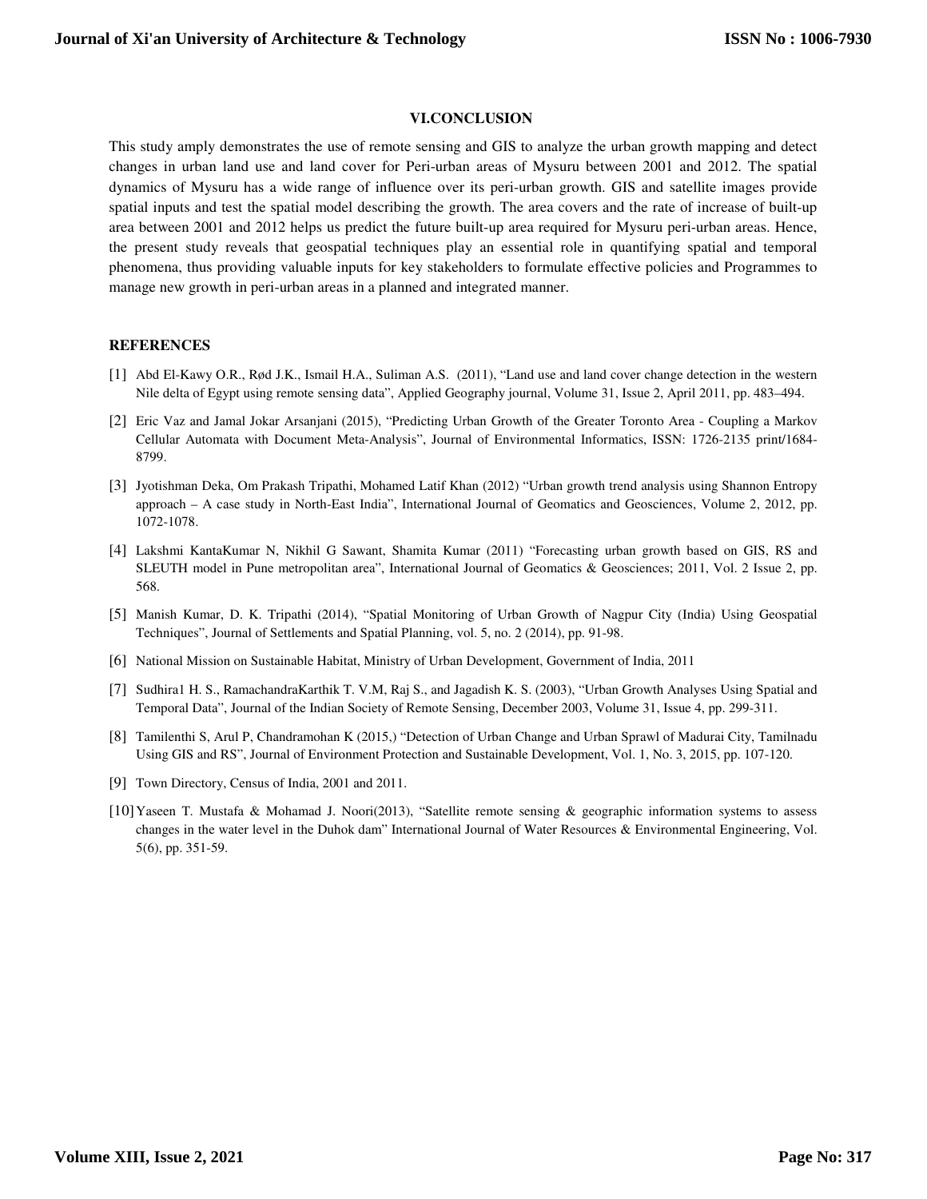## VI.CONCLUSION

This study amply demonstrates the use of remote sensing and GIS to analyze the urban growth mapping and detect changes in urban land use and land cover for Peri-urban areas of Mysuru between 2001 and 2012. The spatial dynamics of Mysuru has a wide range of influence over its peri-urban growth. GIS and satellite images provide spatial inputs and test the spatial model describing the growth. The area covers and the rate of increase of built-up area between 2001 and 2012 helps us predict the future built-up area required for Mysuru peri-urban areas. Hence, the present study reveals that geospatial techniques play an essential role in quantifying spatial and temporal phenomena, thus providing valuable inputs for key stakeholders to formulate effective policies and Programmes to manage new growth in peri-urban areas in a planned and integrated manner.

## REFERENCES

[1] Abd El-Kawy O.R., Rød J.K., Ismail H.A., Suliman A.S. (2011), "Land use and land cover change detection in the western Nile delta of Egypt using remote sensing data", Applied Geography journal, Volume 31, Issue 2, April 2011, pp. 483–494.

[2] Eric Vaz and Jamal Jokar Arsanjani (2015), "Predicting Urban Growth of the Greater Toronto Area - Coupling a Markov Cellular Automata with Document Meta-Analysis", Journal of Environmental Informatics, ISSN: 1726-2135 print/1684-8799.

[3] Jyotishman Deka, Om Prakash Tripathi, Mohamed Latif Khan (2012) "Urban growth trend analysis using Shannon Entropy approach – A case study in North-East India", International Journal of Geomatics and Geosciences, Volume 2, 2012, pp. 1072-1078.

[4] Lakshmi KantaKumar N, Nikhil G Sawant, Shamita Kumar (2011) "Forecasting urban growth based on GIS, RS and SLEUTH model in Pune metropolitan area", International Journal of Geomatics & Geosciences; 2011, Vol. 2 Issue 2, pp. 568.

[5] Manish Kumar, D. K. Tripathi (2014), "Spatial Monitoring of Urban Growth of Nagpur City (India) Using Geospatial Techniques", Journal of Settlements and Spatial Planning, vol. 5, no. 2 (2014), pp. 91-98.

[6] National Mission on Sustainable Habitat, Ministry of Urban Development, Government of India, 2011

[7] Sudhira1 H. S., RamachandraKarthik T. V.M, Raj S., and Jagadish K. S. (2003), "Urban Growth Analyses Using Spatial and Temporal Data", Journal of the Indian Society of Remote Sensing, December 2003, Volume 31, Issue 4, pp. 299-311.

[8] Tamilenthi S, Arul P, Chandramohan K (2015,) "Detection of Urban Change and Urban Sprawl of Madurai City, Tamilnadu Using GIS and RS", Journal of Environment Protection and Sustainable Development, Vol. 1, No. 3, 2015, pp. 107-120.

[9] Town Directory, Census of India, 2001 and 2011.

[10] Yaseen T. Mustafa & Mohamad J. Noori(2013), "Satellite remote sensing & geographic information systems to assess changes in the water level in the Duhok dam" International Journal of Water Resources & Environmental Engineering, Vol. 5(6), pp. 351-59.